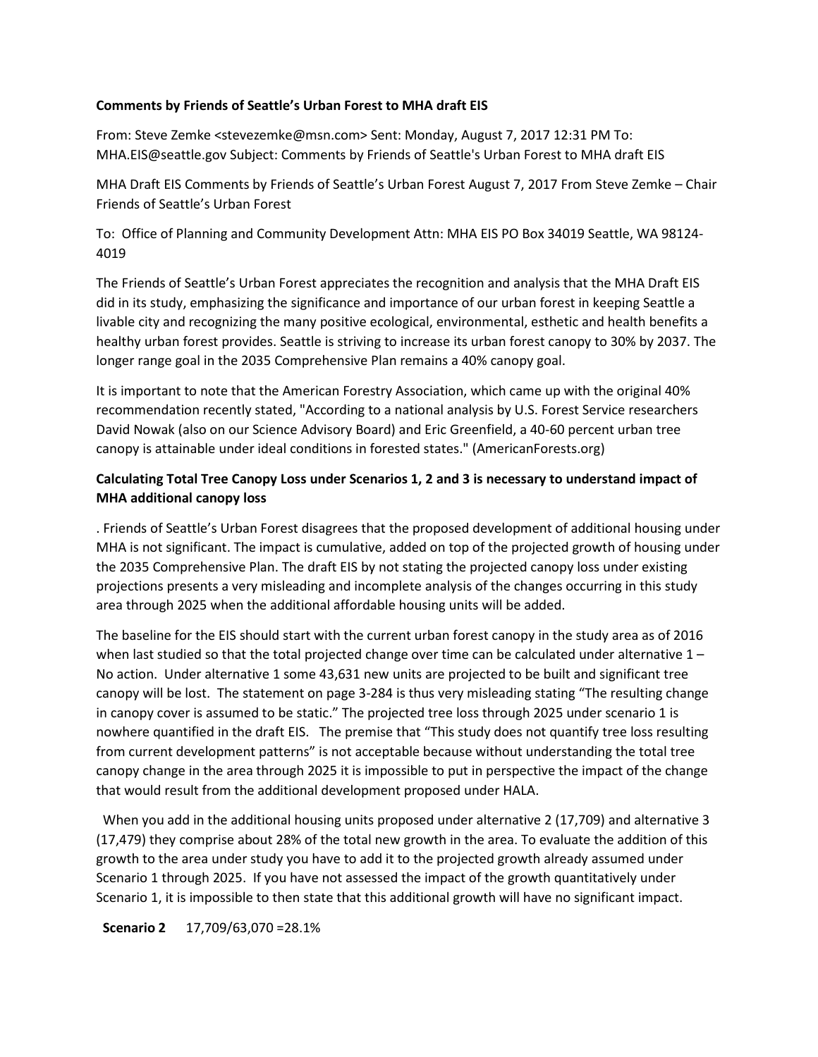**Comments by Friends of Seattle's Urban Forest to MHA draft EIS**

From: Steve Zemke <stevezemke@msn.com> Sent: Monday, August 7, 2017 12:31 PM To: MHA.EIS@seattle.gov Subject: Comments by Friends of Seattle's Urban Forest to MHA draft EIS

MHA Draft EIS Comments by Friends of Seattle's Urban Forest August 7, 2017 From Steve Zemke – Chair Friends of Seattle's Urban Forest

To: Office of Planning and Community Development Attn: MHA EIS PO Box 34019 Seattle, WA 98124-4019

The Friends of Seattle's Urban Forest appreciates the recognition and analysis that the MHA Draft EIS did in its study, emphasizing the significance and importance of our urban forest in keeping Seattle a livable city and recognizing the many positive ecological, environmental, esthetic and health benefits a healthy urban forest provides. Seattle is striving to increase its urban forest canopy to 30% by 2037. The longer range goal in the 2035 Comprehensive Plan remains a 40% canopy goal.

It is important to note that the American Forestry Association, which came up with the original 40% recommendation recently stated, "According to a national analysis by U.S. Forest Service researchers David Nowak (also on our Science Advisory Board) and Eric Greenfield, a 40-60 percent urban tree canopy is attainable under ideal conditions in forested states." (AmericanForests.org)

**Calculating Total Tree Canopy Loss under Scenarios 1, 2 and 3 is necessary to understand impact of MHA additional canopy loss**

. Friends of Seattle's Urban Forest disagrees that the proposed development of additional housing under MHA is not significant. The impact is cumulative, added on top of the projected growth of housing under the 2035 Comprehensive Plan. The draft EIS by not stating the projected canopy loss under existing projections presents a very misleading and incomplete analysis of the changes occurring in this study area through 2025 when the additional affordable housing units will be added.

The baseline for the EIS should start with the current urban forest canopy in the study area as of 2016 when last studied so that the total projected change over time can be calculated under alternative 1 – No action. Under alternative 1 some 43,631 new units are projected to be built and significant tree canopy will be lost. The statement on page 3-284 is thus very misleading stating "The resulting change in canopy cover is assumed to be static." The projected tree loss through 2025 under scenario 1 is nowhere quantified in the draft EIS. The premise that "This study does not quantify tree loss resulting from current development patterns" is not acceptable because without understanding the total tree canopy change in the area through 2025 it is impossible to put in perspective the impact of the change that would result from the additional development proposed under HALA.

When you add in the additional housing units proposed under alternative 2 (17,709) and alternative 3 (17,479) they comprise about 28% of the total new growth in the area. To evaluate the addition of this growth to the area under study you have to add it to the projected growth already assumed under Scenario 1 through 2025. If you have not assessed the impact of the growth quantitatively under Scenario 1, it is impossible to then state that this additional growth will have no significant impact.

**Scenario 2** 17,709/63,070 =28.1%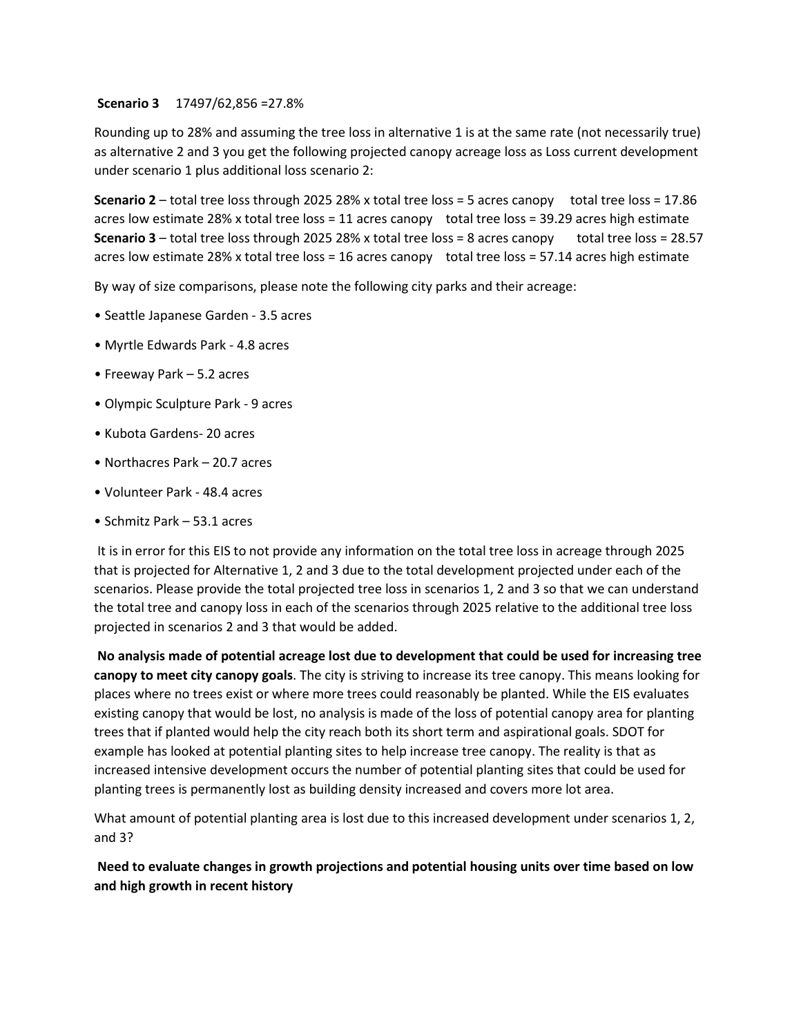**Scenario 3** 17497/62,856 =27.8%

Rounding up to 28% and assuming the tree loss in alternative 1 is at the same rate (not necessarily true) as alternative 2 and 3 you get the following projected canopy acreage loss as Loss current development under scenario 1 plus additional loss scenario 2:

**Scenario 2** – total tree loss through 2025 28% x total tree loss = 5 acres canopy total tree loss = 17.86 acres low estimate 28% x total tree loss = 11 acres canopy total tree loss = 39.29 acres high estimate
**Scenario 3** – total tree loss through 2025 28% x total tree loss = 8 acres canopy total tree loss = 28.57 acres low estimate 28% x total tree loss = 16 acres canopy total tree loss = 57.14 acres high estimate

By way of size comparisons, please note the following city parks and their acreage:

- Seattle Japanese Garden - 3.5 acres
- Myrtle Edwards Park - 4.8 acres
- Freeway Park – 5.2 acres
- Olympic Sculpture Park - 9 acres
- Kubota Gardens- 20 acres
- Northacres Park – 20.7 acres
- Volunteer Park - 48.4 acres
- Schmitz Park – 53.1 acres

It is in error for this EIS to not provide any information on the total tree loss in acreage through 2025 that is projected for Alternative 1, 2 and 3 due to the total development projected under each of the scenarios. Please provide the total projected tree loss in scenarios 1, 2 and 3 so that we can understand the total tree and canopy loss in each of the scenarios through 2025 relative to the additional tree loss projected in scenarios 2 and 3 that would be added.

**No analysis made of potential acreage lost due to development that could be used for increasing tree canopy to meet city canopy goals**. The city is striving to increase its tree canopy. This means looking for places where no trees exist or where more trees could reasonably be planted. While the EIS evaluates existing canopy that would be lost, no analysis is made of the loss of potential canopy area for planting trees that if planted would help the city reach both its short term and aspirational goals. SDOT for example has looked at potential planting sites to help increase tree canopy. The reality is that as increased intensive development occurs the number of potential planting sites that could be used for planting trees is permanently lost as building density increased and covers more lot area.

What amount of potential planting area is lost due to this increased development under scenarios 1, 2, and 3?

**Need to evaluate changes in growth projections and potential housing units over time based on low and high growth in recent history**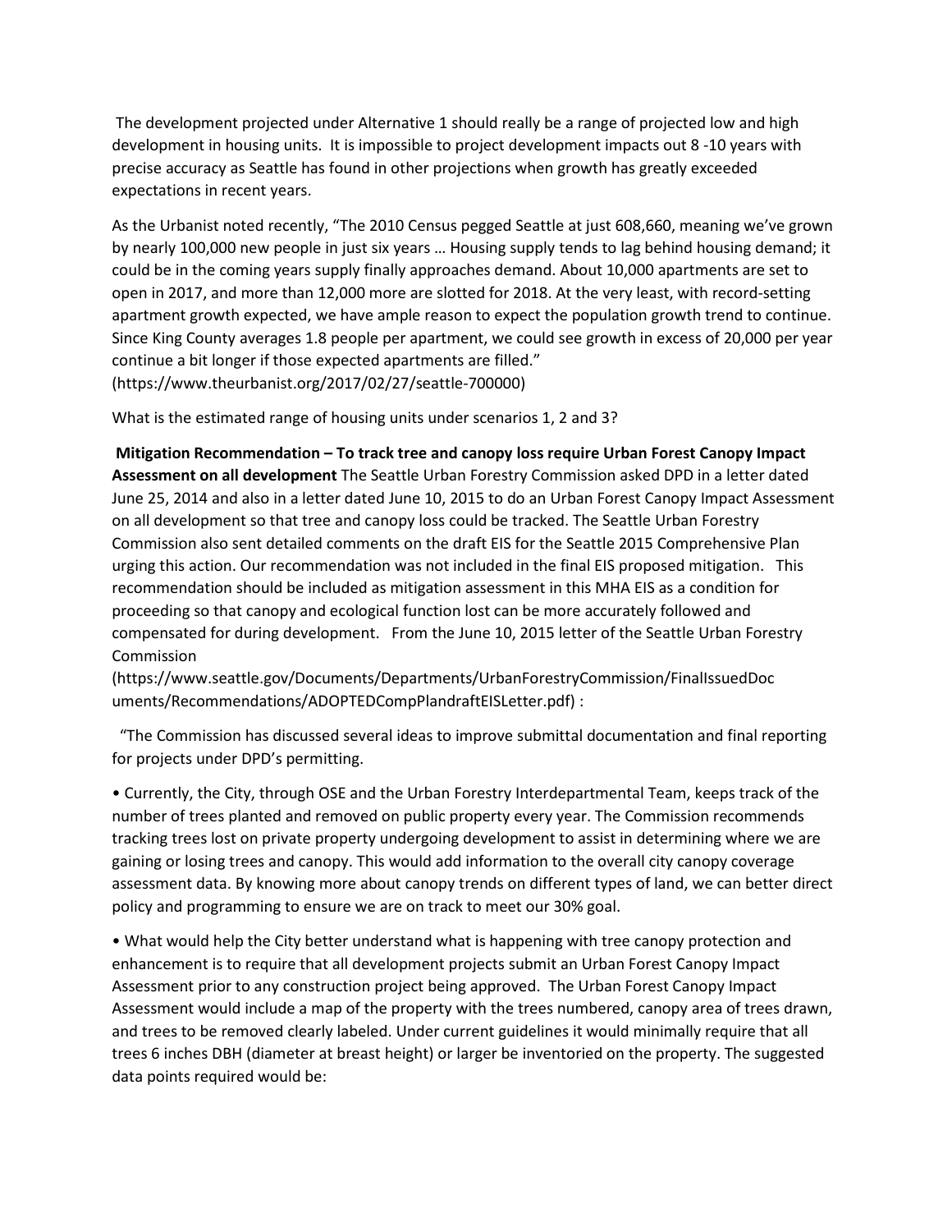The development projected under Alternative 1 should really be a range of projected low and high development in housing units. It is impossible to project development impacts out 8 -10 years with precise accuracy as Seattle has found in other projections when growth has greatly exceeded expectations in recent years.

As the Urbanist noted recently, "The 2010 Census pegged Seattle at just 608,660, meaning we've grown by nearly 100,000 new people in just six years … Housing supply tends to lag behind housing demand; it could be in the coming years supply finally approaches demand. About 10,000 apartments are set to open in 2017, and more than 12,000 more are slotted for 2018. At the very least, with record-setting apartment growth expected, we have ample reason to expect the population growth trend to continue. Since King County averages 1.8 people per apartment, we could see growth in excess of 20,000 per year continue a bit longer if those expected apartments are filled."
(https://www.theurbanist.org/2017/02/27/seattle-700000)

What is the estimated range of housing units under scenarios 1, 2 and 3?

**Mitigation Recommendation – To track tree and canopy loss require Urban Forest Canopy Impact Assessment on all development** The Seattle Urban Forestry Commission asked DPD in a letter dated June 25, 2014 and also in a letter dated June 10, 2015 to do an Urban Forest Canopy Impact Assessment on all development so that tree and canopy loss could be tracked. The Seattle Urban Forestry Commission also sent detailed comments on the draft EIS for the Seattle 2015 Comprehensive Plan urging this action. Our recommendation was not included in the final EIS proposed mitigation. This recommendation should be included as mitigation assessment in this MHA EIS as a condition for proceeding so that canopy and ecological function lost can be more accurately followed and compensated for during development. From the June 10, 2015 letter of the Seattle Urban Forestry Commission
(https://www.seattle.gov/Documents/Departments/UrbanForestryCommission/FinalIssuedDocuments/Recommendations/ADOPTEDCompPlandraftEISLetter.pdf) :

"The Commission has discussed several ideas to improve submittal documentation and final reporting for projects under DPD's permitting.

- Currently, the City, through OSE and the Urban Forestry Interdepartmental Team, keeps track of the number of trees planted and removed on public property every year. The Commission recommends tracking trees lost on private property undergoing development to assist in determining where we are gaining or losing trees and canopy. This would add information to the overall city canopy coverage assessment data. By knowing more about canopy trends on different types of land, we can better direct policy and programming to ensure we are on track to meet our 30% goal.

- What would help the City better understand what is happening with tree canopy protection and enhancement is to require that all development projects submit an Urban Forest Canopy Impact Assessment prior to any construction project being approved. The Urban Forest Canopy Impact Assessment would include a map of the property with the trees numbered, canopy area of trees drawn, and trees to be removed clearly labeled. Under current guidelines it would minimally require that all trees 6 inches DBH (diameter at breast height) or larger be inventoried on the property. The suggested data points required would be: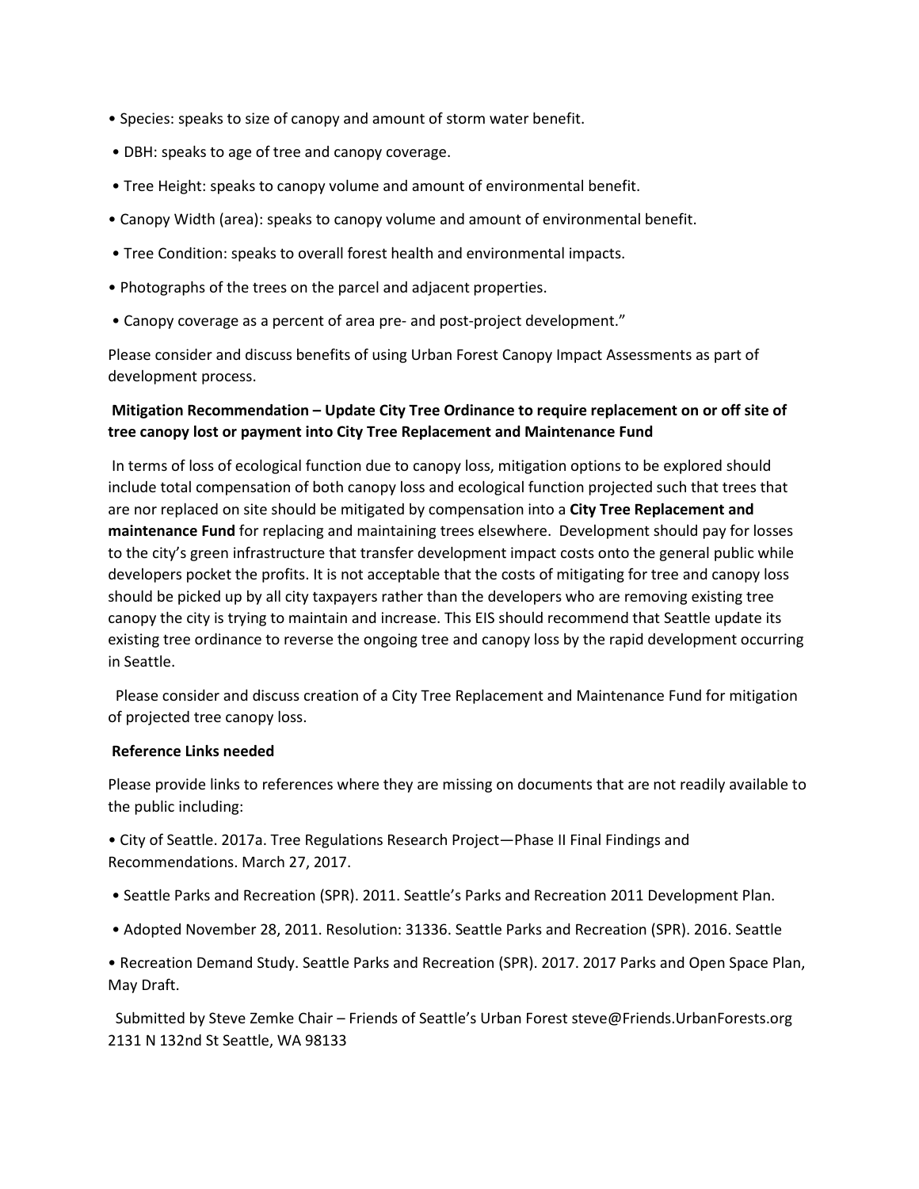- Species: speaks to size of canopy and amount of storm water benefit.
- DBH: speaks to age of tree and canopy coverage.
- Tree Height: speaks to canopy volume and amount of environmental benefit.
- Canopy Width (area): speaks to canopy volume and amount of environmental benefit.
- Tree Condition: speaks to overall forest health and environmental impacts.
- Photographs of the trees on the parcel and adjacent properties.
- Canopy coverage as a percent of area pre- and post-project development."

Please consider and discuss benefits of using Urban Forest Canopy Impact Assessments as part of development process.

**Mitigation Recommendation – Update City Tree Ordinance to require replacement on or off site of tree canopy lost or payment into City Tree Replacement and Maintenance Fund**

In terms of loss of ecological function due to canopy loss, mitigation options to be explored should include total compensation of both canopy loss and ecological function projected such that trees that are nor replaced on site should be mitigated by compensation into a **City Tree Replacement and maintenance Fund** for replacing and maintaining trees elsewhere. Development should pay for losses to the city's green infrastructure that transfer development impact costs onto the general public while developers pocket the profits. It is not acceptable that the costs of mitigating for tree and canopy loss should be picked up by all city taxpayers rather than the developers who are removing existing tree canopy the city is trying to maintain and increase. This EIS should recommend that Seattle update its existing tree ordinance to reverse the ongoing tree and canopy loss by the rapid development occurring in Seattle.

Please consider and discuss creation of a City Tree Replacement and Maintenance Fund for mitigation of projected tree canopy loss.

**Reference Links needed**

Please provide links to references where they are missing on documents that are not readily available to the public including:

- City of Seattle. 2017a. Tree Regulations Research Project—Phase II Final Findings and Recommendations. March 27, 2017.
- Seattle Parks and Recreation (SPR). 2011. Seattle's Parks and Recreation 2011 Development Plan.
- Adopted November 28, 2011. Resolution: 31336. Seattle Parks and Recreation (SPR). 2016. Seattle
- Recreation Demand Study. Seattle Parks and Recreation (SPR). 2017. 2017 Parks and Open Space Plan, May Draft.

Submitted by Steve Zemke Chair – Friends of Seattle's Urban Forest steve@Friends.UrbanForests.org 2131 N 132nd St Seattle, WA 98133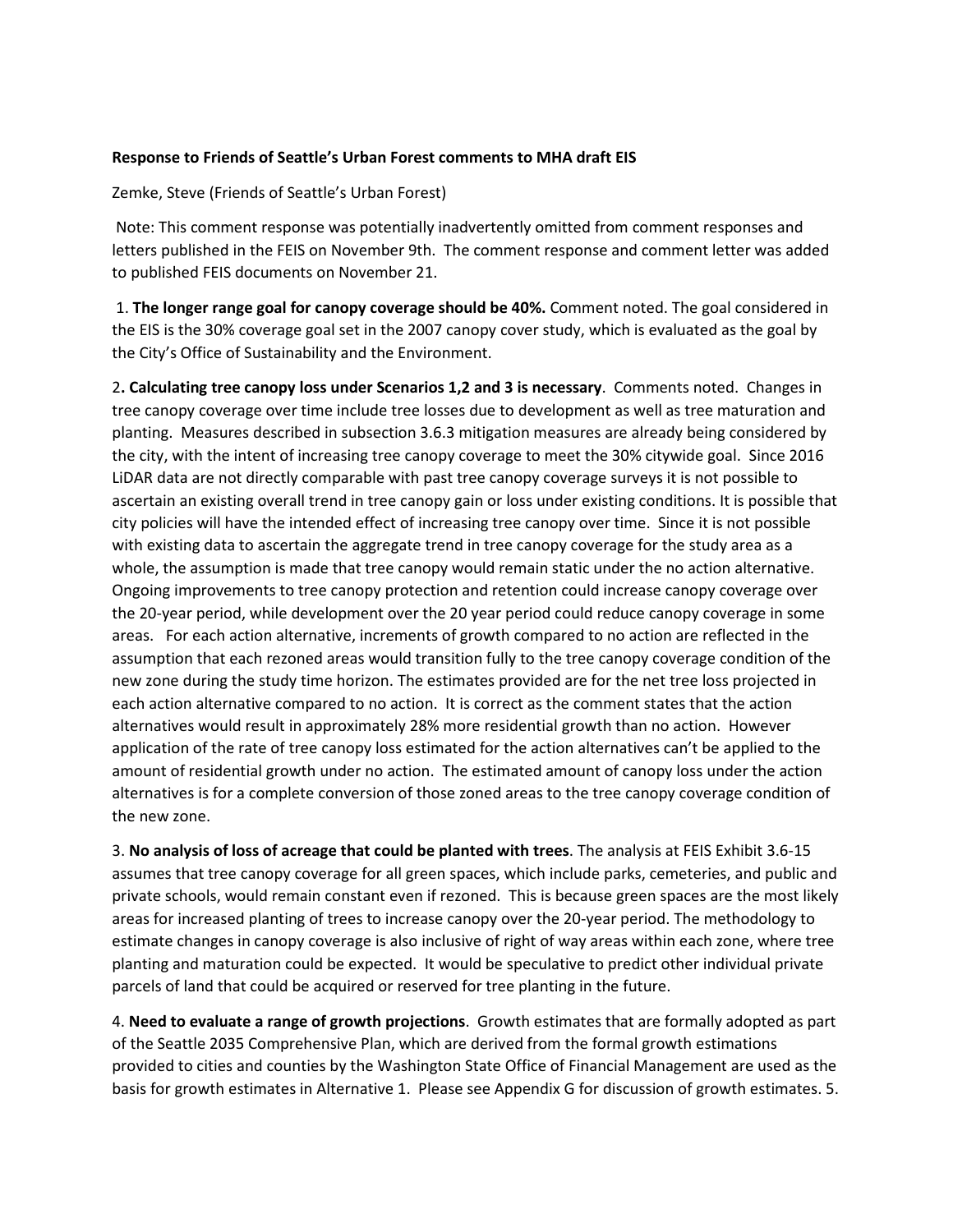**Response to Friends of Seattle's Urban Forest comments to MHA draft EIS**

Zemke, Steve (Friends of Seattle's Urban Forest)

Note: This comment response was potentially inadvertently omitted from comment responses and letters published in the FEIS on November 9th. The comment response and comment letter was added to published FEIS documents on November 21.

1. **The longer range goal for canopy coverage should be 40%.** Comment noted. The goal considered in the EIS is the 30% coverage goal set in the 2007 canopy cover study, which is evaluated as the goal by the City's Office of Sustainability and the Environment.

2**. Calculating tree canopy loss under Scenarios 1,2 and 3 is necessary**. Comments noted. Changes in tree canopy coverage over time include tree losses due to development as well as tree maturation and planting. Measures described in subsection 3.6.3 mitigation measures are already being considered by the city, with the intent of increasing tree canopy coverage to meet the 30% citywide goal. Since 2016 LiDAR data are not directly comparable with past tree canopy coverage surveys it is not possible to ascertain an existing overall trend in tree canopy gain or loss under existing conditions. It is possible that city policies will have the intended effect of increasing tree canopy over time. Since it is not possible with existing data to ascertain the aggregate trend in tree canopy coverage for the study area as a whole, the assumption is made that tree canopy would remain static under the no action alternative. Ongoing improvements to tree canopy protection and retention could increase canopy coverage over the 20-year period, while development over the 20 year period could reduce canopy coverage in some areas. For each action alternative, increments of growth compared to no action are reflected in the assumption that each rezoned areas would transition fully to the tree canopy coverage condition of the new zone during the study time horizon. The estimates provided are for the net tree loss projected in each action alternative compared to no action. It is correct as the comment states that the action alternatives would result in approximately 28% more residential growth than no action. However application of the rate of tree canopy loss estimated for the action alternatives can't be applied to the amount of residential growth under no action. The estimated amount of canopy loss under the action alternatives is for a complete conversion of those zoned areas to the tree canopy coverage condition of the new zone.

3. **No analysis of loss of acreage that could be planted with trees**. The analysis at FEIS Exhibit 3.6-15 assumes that tree canopy coverage for all green spaces, which include parks, cemeteries, and public and private schools, would remain constant even if rezoned. This is because green spaces are the most likely areas for increased planting of trees to increase canopy over the 20-year period. The methodology to estimate changes in canopy coverage is also inclusive of right of way areas within each zone, where tree planting and maturation could be expected. It would be speculative to predict other individual private parcels of land that could be acquired or reserved for tree planting in the future.

4. **Need to evaluate a range of growth projections**. Growth estimates that are formally adopted as part of the Seattle 2035 Comprehensive Plan, which are derived from the formal growth estimations provided to cities and counties by the Washington State Office of Financial Management are used as the basis for growth estimates in Alternative 1. Please see Appendix G for discussion of growth estimates. 5.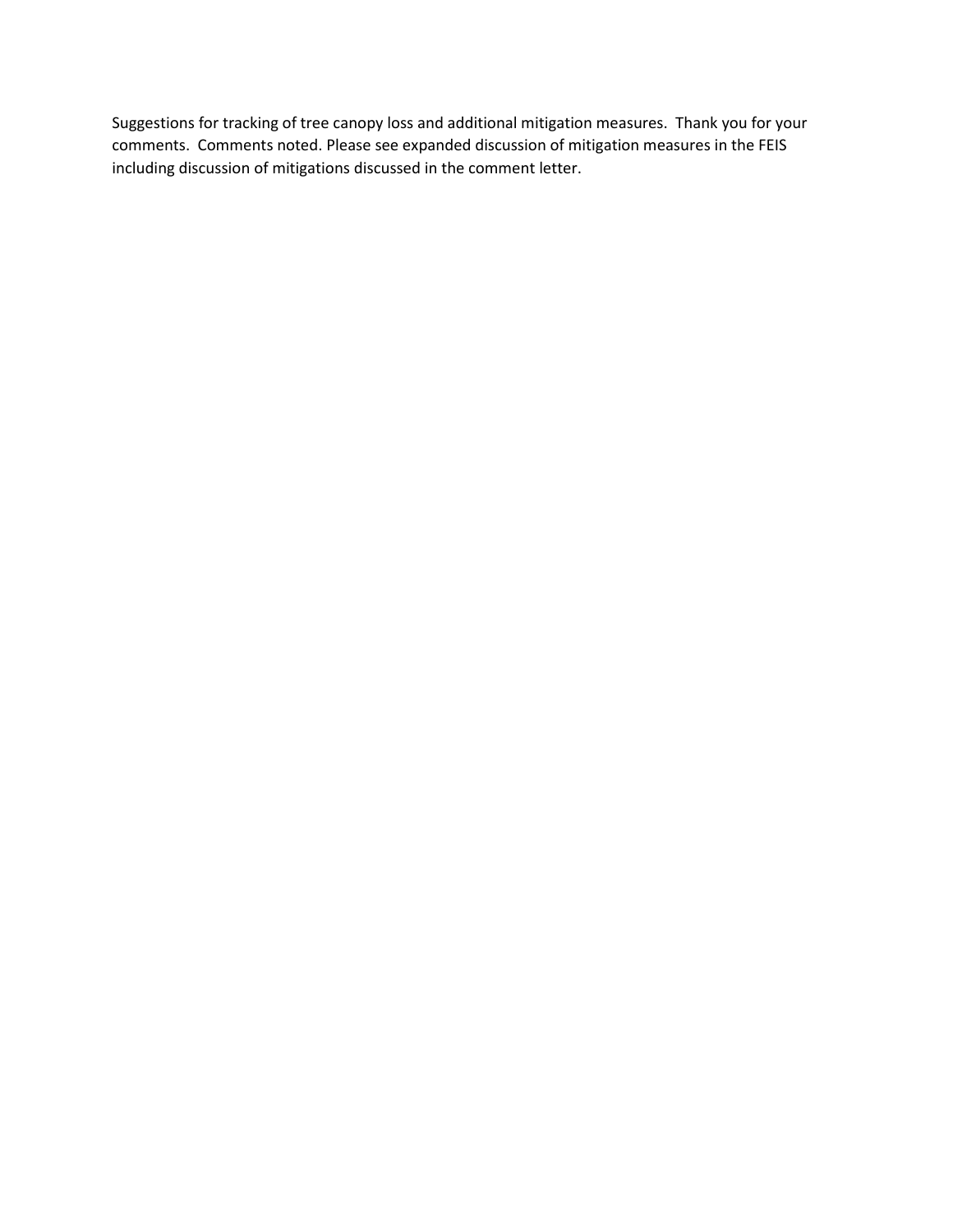Suggestions for tracking of tree canopy loss and additional mitigation measures. Thank you for your comments. Comments noted. Please see expanded discussion of mitigation measures in the FEIS including discussion of mitigations discussed in the comment letter.